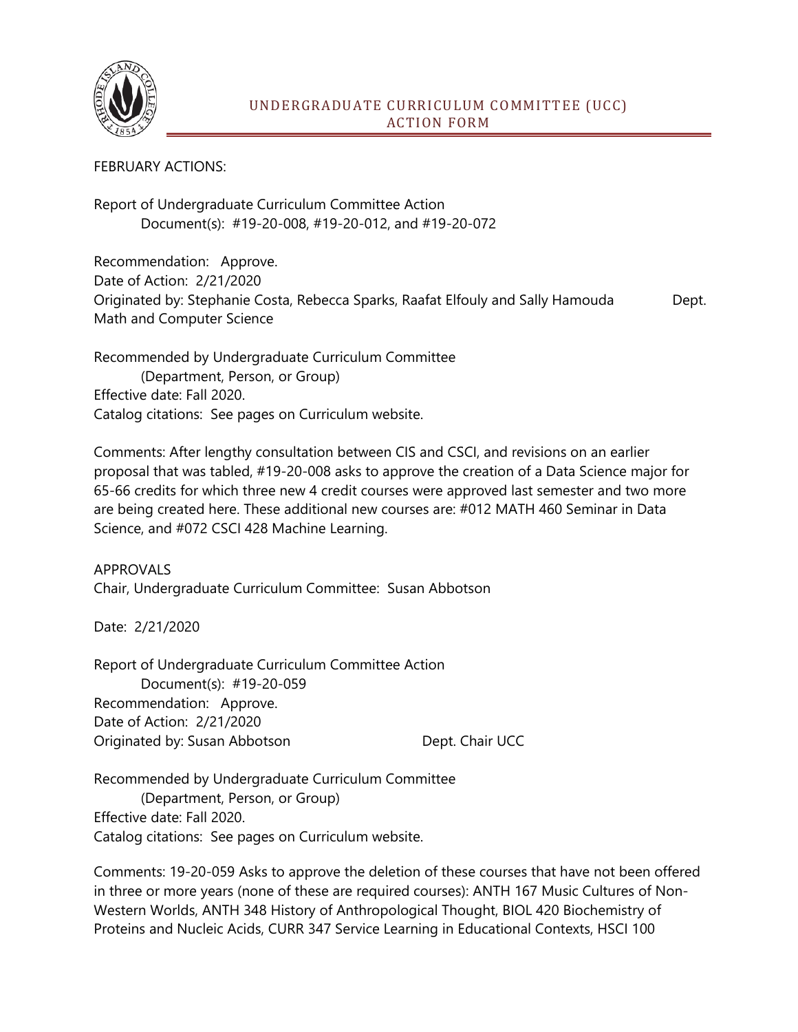# UNDERGRADUATE CURRICULUM COMMITTEE (UCC) ACTION FORM

FEBRUARY ACTIONS:

Report of Undergraduate Curriculum Committee Action
Document(s): #19-20-008, #19-20-012, and #19-20-072

Recommendation: Approve.
Date of Action: 2/21/2020
Originated by: Stephanie Costa, Rebecca Sparks, Raafat Elfouly and Sally Hamouda Dept. Math and Computer Science

Recommended by Undergraduate Curriculum Committee
(Department, Person, or Group)
Effective date: Fall 2020.
Catalog citations: See pages on Curriculum website.

Comments: After lengthy consultation between CIS and CSCI, and revisions on an earlier proposal that was tabled, #19-20-008 asks to approve the creation of a Data Science major for 65-66 credits for which three new 4 credit courses were approved last semester and two more are being created here. These additional new courses are: #012 MATH 460 Seminar in Data Science, and #072 CSCI 428 Machine Learning.

APPROVALS
Chair, Undergraduate Curriculum Committee: Susan Abbotson

Date: 2/21/2020

Report of Undergraduate Curriculum Committee Action
Document(s): #19-20-059
Recommendation: Approve.
Date of Action: 2/21/2020
Originated by: Susan Abbotson Dept. Chair UCC

Recommended by Undergraduate Curriculum Committee
(Department, Person, or Group)
Effective date: Fall 2020.
Catalog citations: See pages on Curriculum website.

Comments: 19-20-059 Asks to approve the deletion of these courses that have not been offered in three or more years (none of these are required courses): ANTH 167 Music Cultures of Non-Western Worlds, ANTH 348 History of Anthropological Thought, BIOL 420 Biochemistry of Proteins and Nucleic Acids, CURR 347 Service Learning in Educational Contexts, HSCI 100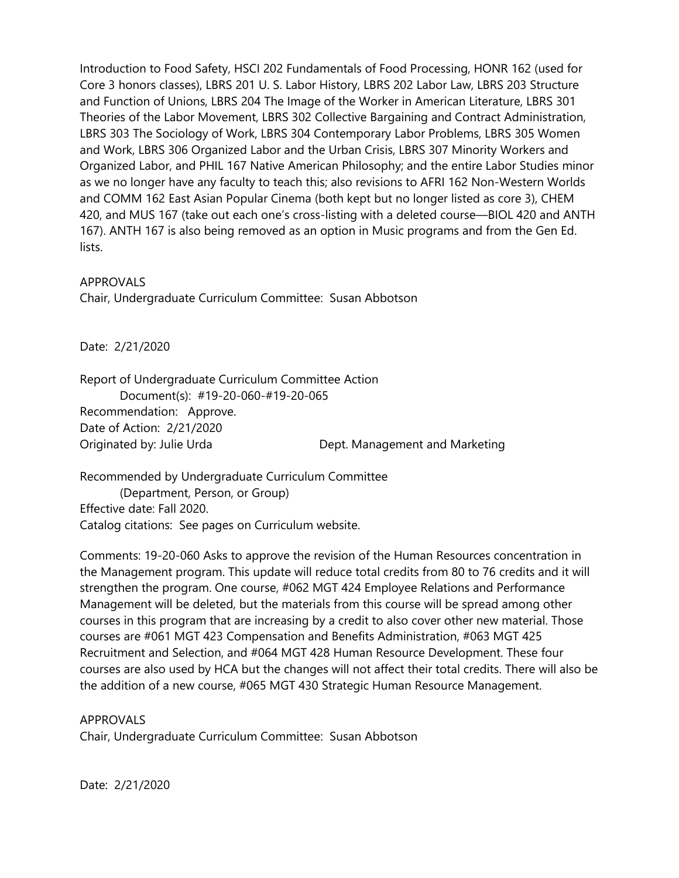Introduction to Food Safety, HSCI 202 Fundamentals of Food Processing, HONR 162 (used for Core 3 honors classes), LBRS 201 U. S. Labor History, LBRS 202 Labor Law, LBRS 203 Structure and Function of Unions, LBRS 204 The Image of the Worker in American Literature, LBRS 301 Theories of the Labor Movement, LBRS 302 Collective Bargaining and Contract Administration, LBRS 303 The Sociology of Work, LBRS 304 Contemporary Labor Problems, LBRS 305 Women and Work, LBRS 306 Organized Labor and the Urban Crisis, LBRS 307 Minority Workers and Organized Labor, and PHIL 167 Native American Philosophy; and the entire Labor Studies minor as we no longer have any faculty to teach this; also revisions to AFRI 162 Non-Western Worlds and COMM 162 East Asian Popular Cinema (both kept but no longer listed as core 3), CHEM 420, and MUS 167 (take out each one's cross-listing with a deleted course—BIOL 420 and ANTH 167). ANTH 167 is also being removed as an option in Music programs and from the Gen Ed. lists.

APPROVALS
Chair, Undergraduate Curriculum Committee: Susan Abbotson

Date: 2/21/2020

Report of Undergraduate Curriculum Committee Action
Document(s): #19-20-060-#19-20-065
Recommendation: Approve.
Date of Action: 2/21/2020
Originated by: Julie Urda Dept. Management and Marketing

Recommended by Undergraduate Curriculum Committee
(Department, Person, or Group)
Effective date: Fall 2020.
Catalog citations: See pages on Curriculum website.

Comments: 19-20-060 Asks to approve the revision of the Human Resources concentration in the Management program. This update will reduce total credits from 80 to 76 credits and it will strengthen the program. One course, #062 MGT 424 Employee Relations and Performance Management will be deleted, but the materials from this course will be spread among other courses in this program that are increasing by a credit to also cover other new material. Those courses are #061 MGT 423 Compensation and Benefits Administration, #063 MGT 425 Recruitment and Selection, and #064 MGT 428 Human Resource Development. These four courses are also used by HCA but the changes will not affect their total credits. There will also be the addition of a new course, #065 MGT 430 Strategic Human Resource Management.

APPROVALS
Chair, Undergraduate Curriculum Committee: Susan Abbotson

Date: 2/21/2020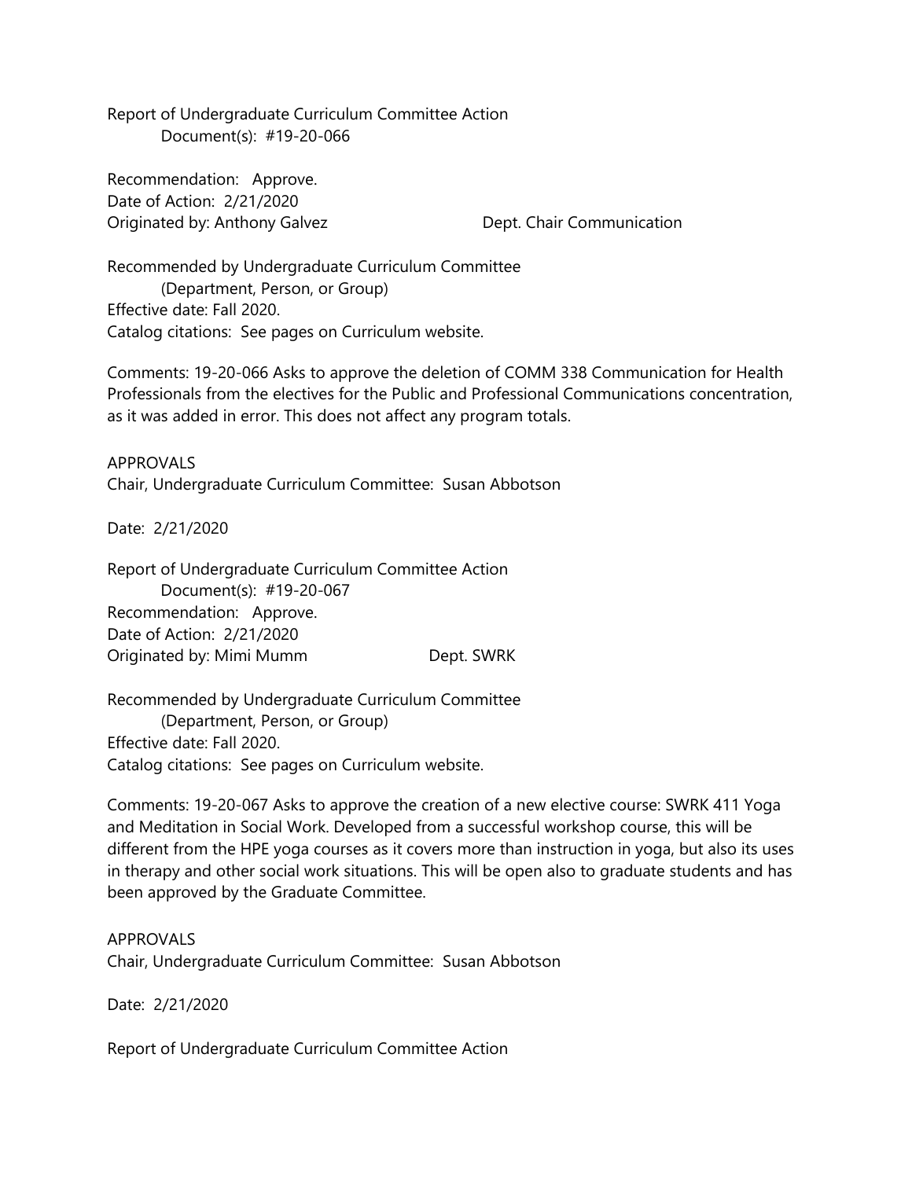Report of Undergraduate Curriculum Committee Action
Document(s): #19-20-066

Recommendation: Approve.
Date of Action: 2/21/2020
Originated by: Anthony Galvez Dept. Chair Communication

Recommended by Undergraduate Curriculum Committee
(Department, Person, or Group)
Effective date: Fall 2020.
Catalog citations: See pages on Curriculum website.

Comments: 19-20-066 Asks to approve the deletion of COMM 338 Communication for Health Professionals from the electives for the Public and Professional Communications concentration, as it was added in error. This does not affect any program totals.

APPROVALS
Chair, Undergraduate Curriculum Committee: Susan Abbotson

Date: 2/21/2020

Report of Undergraduate Curriculum Committee Action
Document(s): #19-20-067
Recommendation: Approve.
Date of Action: 2/21/2020
Originated by: Mimi Mumm Dept. SWRK

Recommended by Undergraduate Curriculum Committee
(Department, Person, or Group)
Effective date: Fall 2020.
Catalog citations: See pages on Curriculum website.

Comments: 19-20-067 Asks to approve the creation of a new elective course: SWRK 411 Yoga and Meditation in Social Work. Developed from a successful workshop course, this will be different from the HPE yoga courses as it covers more than instruction in yoga, but also its uses in therapy and other social work situations. This will be open also to graduate students and has been approved by the Graduate Committee.

APPROVALS
Chair, Undergraduate Curriculum Committee: Susan Abbotson

Date: 2/21/2020

Report of Undergraduate Curriculum Committee Action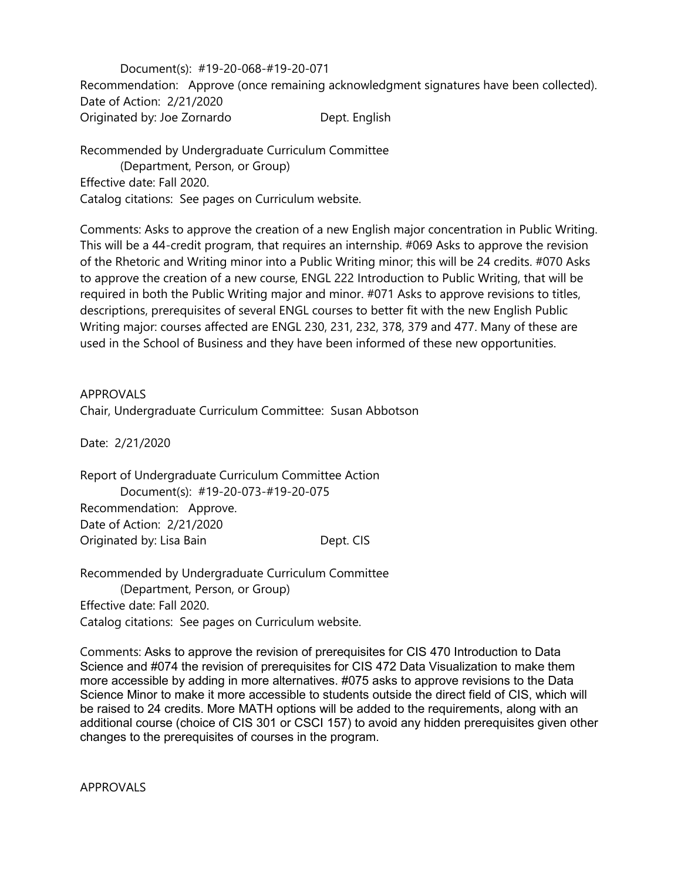Document(s): #19-20-068-#19-20-071

Recommendation: Approve (once remaining acknowledgment signatures have been collected).

Date of Action: 2/21/2020

Originated by: Joe Zornardo Dept. English

Recommended by Undergraduate Curriculum Committee

(Department, Person, or Group)

Effective date: Fall 2020.

Catalog citations: See pages on Curriculum website.

Comments: Asks to approve the creation of a new English major concentration in Public Writing. This will be a 44-credit program, that requires an internship. #069 Asks to approve the revision of the Rhetoric and Writing minor into a Public Writing minor; this will be 24 credits. #070 Asks to approve the creation of a new course, ENGL 222 Introduction to Public Writing, that will be required in both the Public Writing major and minor. #071 Asks to approve revisions to titles, descriptions, prerequisites of several ENGL courses to better fit with the new English Public Writing major: courses affected are ENGL 230, 231, 232, 378, 379 and 477. Many of these are used in the School of Business and they have been informed of these new opportunities.

APPROVALS

Chair, Undergraduate Curriculum Committee: Susan Abbotson

Date: 2/21/2020

Report of Undergraduate Curriculum Committee Action

Document(s): #19-20-073-#19-20-075

Recommendation: Approve.

Date of Action: 2/21/2020

Originated by: Lisa Bain Dept. CIS

Recommended by Undergraduate Curriculum Committee

(Department, Person, or Group)

Effective date: Fall 2020.

Catalog citations: See pages on Curriculum website.

Comments: Asks to approve the revision of prerequisites for CIS 470 Introduction to Data Science and #074 the revision of prerequisites for CIS 472 Data Visualization to make them more accessible by adding in more alternatives. #075 asks to approve revisions to the Data Science Minor to make it more accessible to students outside the direct field of CIS, which will be raised to 24 credits. More MATH options will be added to the requirements, along with an additional course (choice of CIS 301 or CSCI 157) to avoid any hidden prerequisites given other changes to the prerequisites of courses in the program.

APPROVALS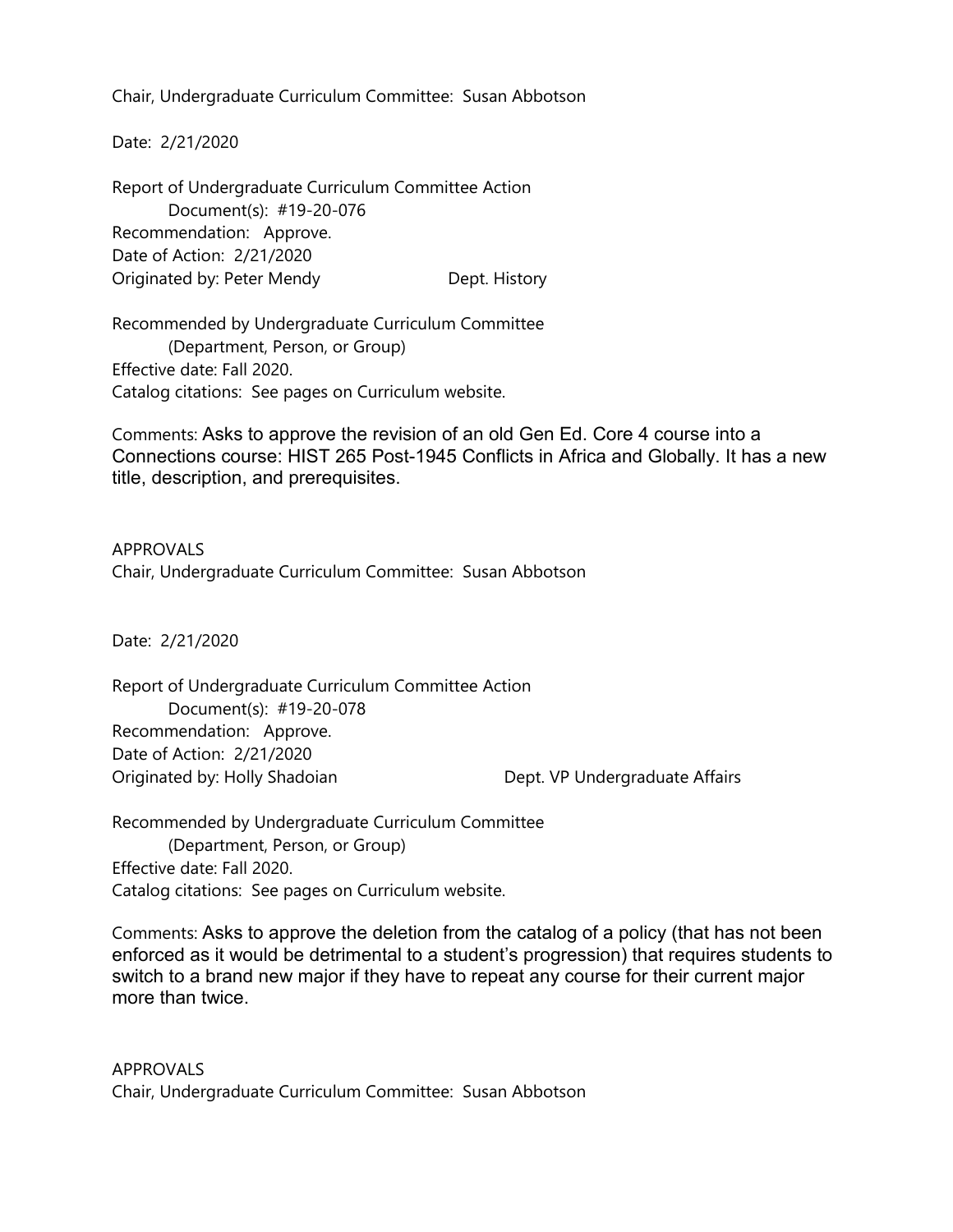Chair, Undergraduate Curriculum Committee: Susan Abbotson

Date: 2/21/2020

Report of Undergraduate Curriculum Committee Action
    Document(s): #19-20-076
Recommendation: Approve.
Date of Action: 2/21/2020
Originated by: Peter Mendy    Dept. History

Recommended by Undergraduate Curriculum Committee
    (Department, Person, or Group)
Effective date: Fall 2020.
Catalog citations: See pages on Curriculum website.

Comments: Asks to approve the revision of an old Gen Ed. Core 4 course into a Connections course: HIST 265 Post-1945 Conflicts in Africa and Globally. It has a new title, description, and prerequisites.

APPROVALS
Chair, Undergraduate Curriculum Committee: Susan Abbotson

Date: 2/21/2020

Report of Undergraduate Curriculum Committee Action
    Document(s): #19-20-078
Recommendation: Approve.
Date of Action: 2/21/2020
Originated by: Holly Shadoian    Dept. VP Undergraduate Affairs

Recommended by Undergraduate Curriculum Committee
    (Department, Person, or Group)
Effective date: Fall 2020.
Catalog citations: See pages on Curriculum website.

Comments: Asks to approve the deletion from the catalog of a policy (that has not been enforced as it would be detrimental to a student's progression) that requires students to switch to a brand new major if they have to repeat any course for their current major more than twice.

APPROVALS
Chair, Undergraduate Curriculum Committee: Susan Abbotson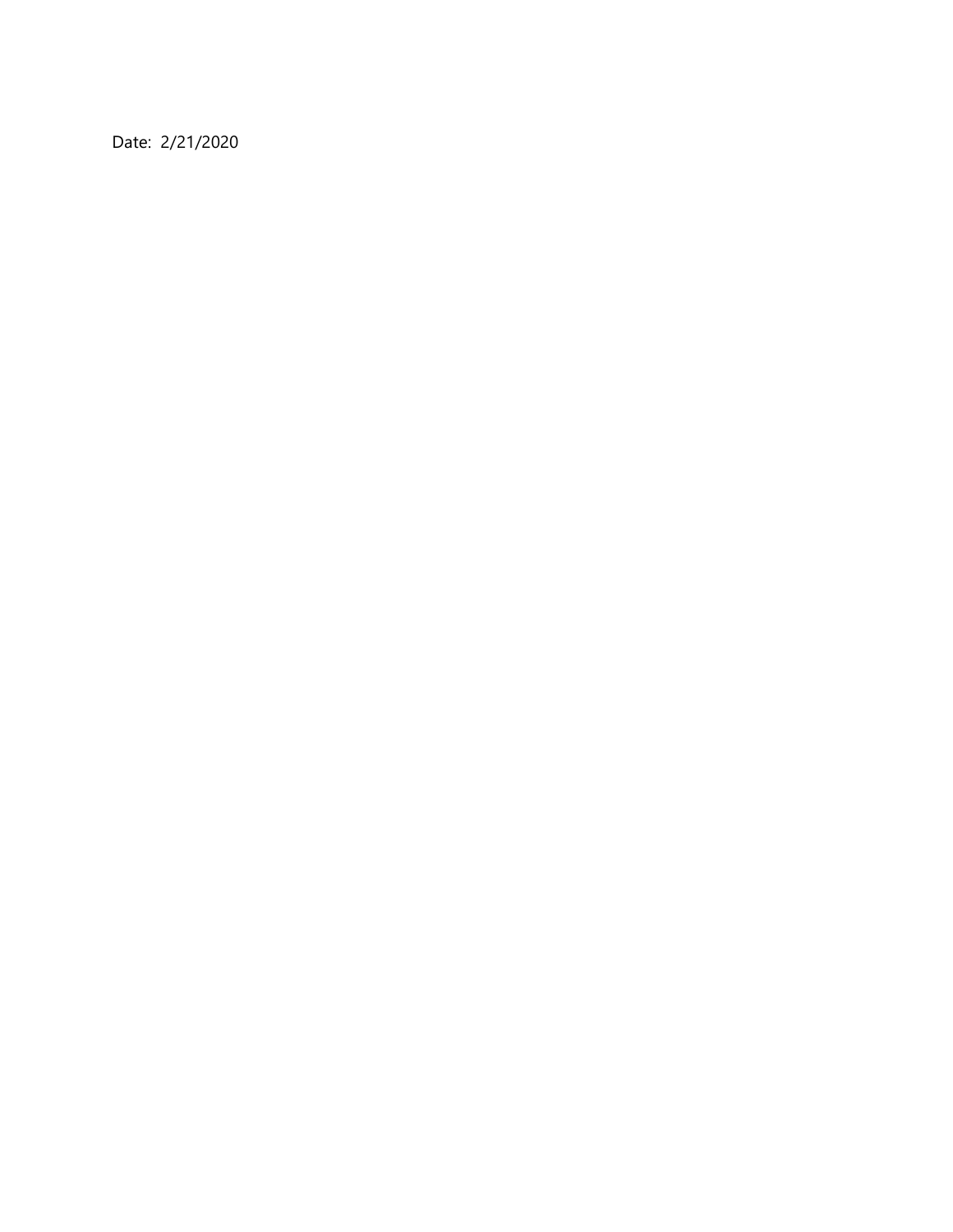Date: 2/21/2020